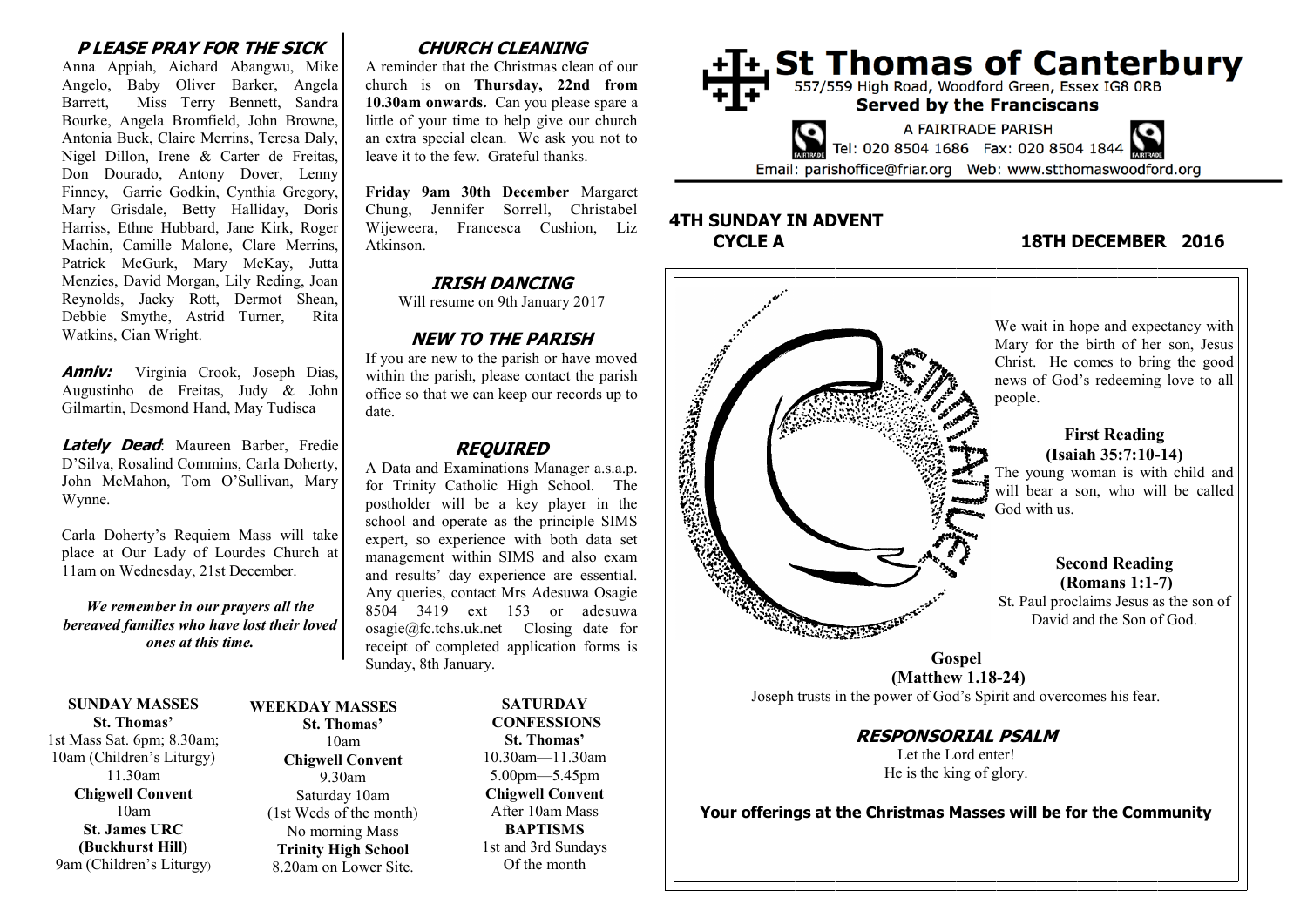# St Thomas of Canterbury

557/559 High Road, Woodford Green, Essex IG8 0RB

**Served by the Franciscans**

A FAIRTRADE PARISH

Tel: 020 8504 1686 Fax: 020 8504 1844

Email: parishoffice@friar.org Web: www.stthomaswoodford.org

## 4TH SUNDAY IN ADVENT CYCLE A

## 18TH DECEMBER 2016

We wait in hope and expectancy with Mary for the birth of her son, Jesus Christ. He comes to bring the good news of God's redeeming love to all people.

**First Reading (Isaiah 35:7:10-14)**

The young woman is with child and will bear a son, who will be called God with us.

**Second Reading (Romans 1:1-7)**

St. Paul proclaims Jesus as the son of David and the Son of God.

**Gospel (Matthew 1.18-24)**

Joseph trusts in the power of God's Spirit and overcomes his fear.

### RESPONSORIAL PSALM

Let the Lord enter!
He is the king of glory.

**Your offerings at the Christmas Masses will be for the Community**

### PLEASE PRAY FOR THE SICK

Anna Appiah, Aichard Abangwu, Mike Angelo, Baby Oliver Barker, Angela Barrett, Miss Terry Bennett, Sandra Bourke, Angela Bromfield, John Browne, Antonia Buck, Claire Merrins, Teresa Daly, Nigel Dillon, Irene & Carter de Freitas, Don Dourado, Antony Dover, Lenny Finney, Garrie Godkin, Cynthia Gregory, Mary Grisdale, Betty Halliday, Doris Harriss, Ethne Hubbard, Jane Kirk, Roger Machin, Camille Malone, Clare Merrins, Patrick McGurk, Mary McKay, Jutta Menzies, David Morgan, Lily Reding, Joan Reynolds, Jacky Rott, Dermot Shean, Debbie Smythe, Astrid Turner, Rita Watkins, Cian Wright.

***Anniv:*** Virginia Crook, Joseph Dias, Augustinho de Freitas, Judy & John Gilmartin, Desmond Hand, May Tudisca

***Lately Dead*:** Maureen Barber, Fredie D'Silva, Rosalind Commins, Carla Doherty, John McMahon, Tom O'Sullivan, Mary Wynne.

Carla Doherty's Requiem Mass will take place at Our Lady of Lourdes Church at 11am on Wednesday, 21st December.

***We remember in our prayers all the bereaved families who have lost their loved ones at this time.***

### CHURCH CLEANING

A reminder that the Christmas clean of our church is on **Thursday, 22nd from 10.30am onwards.** Can you please spare a little of your time to help give our church an extra special clean. We ask you not to leave it to the few. Grateful thanks.

**Friday 9am 30th December** Margaret Chung, Jennifer Sorrell, Christabel Wijeweera, Francesca Cushion, Liz Atkinson.

### IRISH DANCING

Will resume on 9th January 2017

### NEW TO THE PARISH

If you are new to the parish or have moved within the parish, please contact the parish office so that we can keep our records up to date.

### REQUIRED

A Data and Examinations Manager a.s.a.p. for Trinity Catholic High School. The postholder will be a key player in the school and operate as the principle SIMS expert, so experience with both data set management within SIMS and also exam and results' day experience are essential. Any queries, contact Mrs Adesuwa Osagie 8504 3419 ext 153 or adesuwa osagie@fc.tchs.uk.net Closing date for receipt of completed application forms is Sunday, 8th January.

**SUNDAY MASSES**
**St. Thomas'**
1st Mass Sat. 6pm; 8.30am;
10am (Children's Liturgy)
11.30am
**Chigwell Convent**
10am
**St. James URC (Buckhurst Hill)**
9am (Children's Liturgy)

**WEEKDAY MASSES**
**St. Thomas'**
10am
**Chigwell Convent**
9.30am
Saturday 10am
(1st Weds of the month)
No morning Mass
**Trinity High School**
8.20am on Lower Site.

**SATURDAY CONFESSIONS**
**St. Thomas'**
10.30am—11.30am
5.00pm—5.45pm
**Chigwell Convent**
After 10am Mass
**BAPTISMS**
1st and 3rd Sundays
Of the month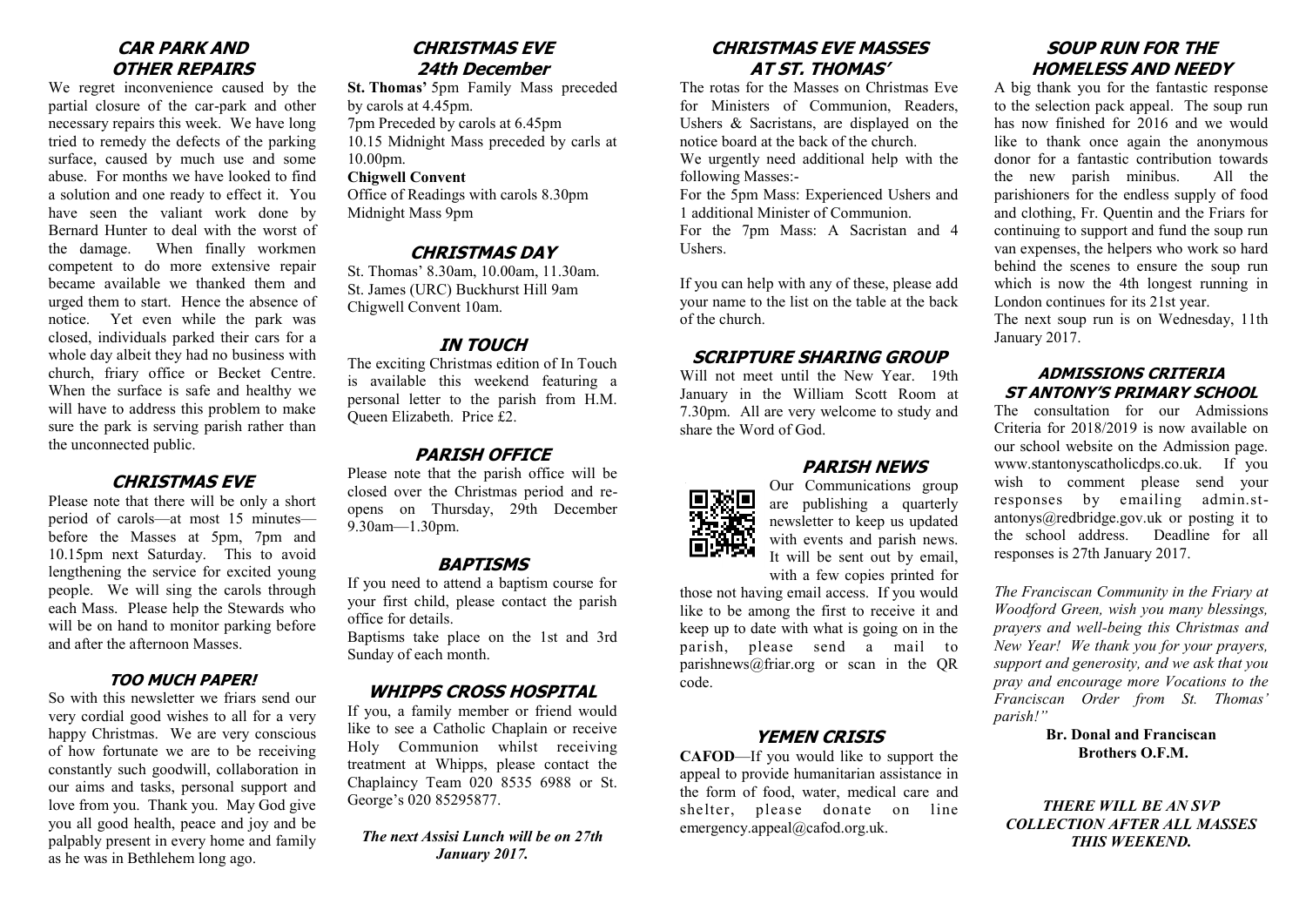## CAR PARK AND OTHER REPAIRS

We regret inconvenience caused by the partial closure of the car-park and other necessary repairs this week. We have long tried to remedy the defects of the parking surface, caused by much use and some abuse. For months we have looked to find a solution and one ready to effect it. You have seen the valiant work done by Bernard Hunter to deal with the worst of the damage. When finally workmen competent to do more extensive repair became available we thanked them and urged them to start. Hence the absence of notice. Yet even while the park was closed, individuals parked their cars for a whole day albeit they had no business with church, friary office or Becket Centre. When the surface is safe and healthy we will have to address this problem to make sure the park is serving parish rather than the unconnected public.

## CHRISTMAS EVE

Please note that there will be only a short period of carols—at most 15 minutes—before the Masses at 5pm, 7pm and 10.15pm next Saturday. This to avoid lengthening the service for excited young people. We will sing the carols through each Mass. Please help the Stewards who will be on hand to monitor parking before and after the afternoon Masses.

### TOO MUCH PAPER!

So with this newsletter we friars send our very cordial good wishes to all for a very happy Christmas. We are very conscious of how fortunate we are to be receiving constantly such goodwill, collaboration in our aims and tasks, personal support and love from you. Thank you. May God give you all good health, peace and joy and be palpably present in every home and family as he was in Bethlehem long ago.

## CHRISTMAS EVE 24th December

**St. Thomas'** 5pm Family Mass preceded by carols at 4.45pm.
7pm Preceded by carols at 6.45pm
10.15 Midnight Mass preceded by carls at 10.00pm.
**Chigwell Convent**
Office of Readings with carols 8.30pm
Midnight Mass 9pm

## CHRISTMAS DAY

St. Thomas' 8.30am, 10.00am, 11.30am.
St. James (URC) Buckhurst Hill 9am
Chigwell Convent 10am.

## IN TOUCH

The exciting Christmas edition of In Touch is available this weekend featuring a personal letter to the parish from H.M. Queen Elizabeth. Price £2.

## PARISH OFFICE

Please note that the parish office will be closed over the Christmas period and re-opens on Thursday, 29th December 9.30am—1.30pm.

## BAPTISMS

If you need to attend a baptism course for your first child, please contact the parish office for details.
Baptisms take place on the 1st and 3rd Sunday of each month.

## WHIPPS CROSS HOSPITAL

If you, a family member or friend would like to see a Catholic Chaplain or receive Holy Communion whilst receiving treatment at Whipps, please contact the Chaplaincy Team 020 8535 6988 or St. George's 020 85295877.

***The next Assisi Lunch will be on 27th January 2017.***

## CHRISTMAS EVE MASSES AT ST. THOMAS'

The rotas for the Masses on Christmas Eve for Ministers of Communion, Readers, Ushers & Sacristans, are displayed on the notice board at the back of the church.
We urgently need additional help with the following Masses:-
For the 5pm Mass: Experienced Ushers and 1 additional Minister of Communion.
For the 7pm Mass: A Sacristan and 4 Ushers.

If you can help with any of these, please add your name to the list on the table at the back of the church.

## SCRIPTURE SHARING GROUP

Will not meet until the New Year. 19th January in the William Scott Room at 7.30pm. All are very welcome to study and share the Word of God.

## PARISH NEWS

Our Communications group are publishing a quarterly newsletter to keep us updated with events and parish news. It will be sent out by email, with a few copies printed for those not having email access. If you would like to be among the first to receive it and keep up to date with what is going on in the parish, please send a mail to parishnews@friar.org or scan in the QR code.

## YEMEN CRISIS

**CAFOD**—If you would like to support the appeal to provide humanitarian assistance in the form of food, water, medical care and shelter, please donate on line emergency.appeal@cafod.org.uk.

## SOUP RUN FOR THE HOMELESS AND NEEDY

A big thank you for the fantastic response to the selection pack appeal. The soup run has now finished for 2016 and we would like to thank once again the anonymous donor for a fantastic contribution towards the new parish minibus. All the parishioners for the endless supply of food and clothing, Fr. Quentin and the Friars for continuing to support and fund the soup run van expenses, the helpers who work so hard behind the scenes to ensure the soup run which is now the 4th longest running in London continues for its 21st year.
The next soup run is on Wednesday, 11th January 2017.

## ADMISSIONS CRITERIA ST ANTONY'S PRIMARY SCHOOL

The consultation for our Admissions Criteria for 2018/2019 is now available on our school website on the Admission page. www.stantonyscatholicdps.co.uk. If you wish to comment please send your responses by emailing admin.st-antonys@redbridge.gov.uk or posting it to the school address. Deadline for all responses is 27th January 2017.

*The Franciscan Community in the Friary at Woodford Green, wish you many blessings, prayers and well-being this Christmas and New Year! We thank you for your prayers, support and generosity, and we ask that you pray and encourage more Vocations to the Franciscan Order from St. Thomas' parish!"*

**Br. Donal and Franciscan Brothers O.F.M.**

***THERE WILL BE AN SVP COLLECTION AFTER ALL MASSES THIS WEEKEND.***